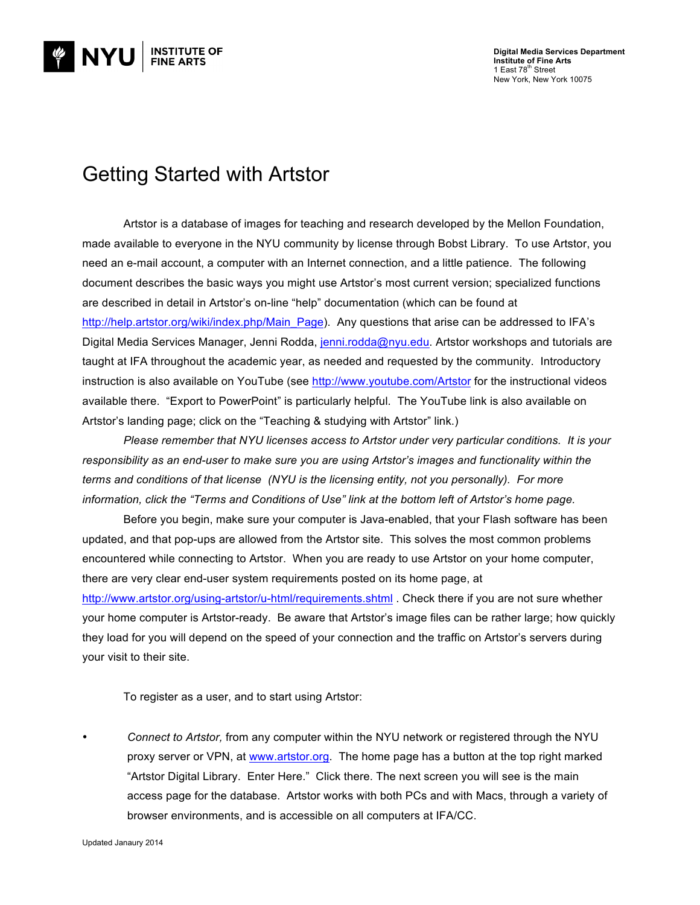NYU | INSTITUTE OF FINE ARTS

**Digital Media Services Department**
**Institute of Fine Arts**
1 East 78th Street
New York, New York 10075

# Getting Started with Artstor

Artstor is a database of images for teaching and research developed by the Mellon Foundation, made available to everyone in the NYU community by license through Bobst Library. To use Artstor, you need an e-mail account, a computer with an Internet connection, and a little patience. The following document describes the basic ways you might use Artstor's most current version; specialized functions are described in detail in Artstor's on-line "help" documentation (which can be found at http://help.artstor.org/wiki/index.php/Main_Page). Any questions that arise can be addressed to IFA's Digital Media Services Manager, Jenni Rodda, jenni.rodda@nyu.edu. Artstor workshops and tutorials are taught at IFA throughout the academic year, as needed and requested by the community. Introductory instruction is also available on YouTube (see http://www.youtube.com/Artstor for the instructional videos available there. "Export to PowerPoint" is particularly helpful. The YouTube link is also available on Artstor's landing page; click on the "Teaching & studying with Artstor" link.)

*Please remember that NYU licenses access to Artstor under very particular conditions. It is your responsibility as an end-user to make sure you are using Artstor's images and functionality within the terms and conditions of that license (NYU is the licensing entity, not you personally). For more information, click the "Terms and Conditions of Use" link at the bottom left of Artstor's home page.*

Before you begin, make sure your computer is Java-enabled, that your Flash software has been updated, and that pop-ups are allowed from the Artstor site. This solves the most common problems encountered while connecting to Artstor. When you are ready to use Artstor on your home computer, there are very clear end-user system requirements posted on its home page, at http://www.artstor.org/using-artstor/u-html/requirements.shtml . Check there if you are not sure whether your home computer is Artstor-ready. Be aware that Artstor's image files can be rather large; how quickly they load for you will depend on the speed of your connection and the traffic on Artstor's servers during your visit to their site.

To register as a user, and to start using Artstor:

- *Connect to Artstor,* from any computer within the NYU network or registered through the NYU proxy server or VPN, at www.artstor.org. The home page has a button at the top right marked "Artstor Digital Library. Enter Here." Click there. The next screen you will see is the main access page for the database. Artstor works with both PCs and with Macs, through a variety of browser environments, and is accessible on all computers at IFA/CC.

Updated Janaury 2014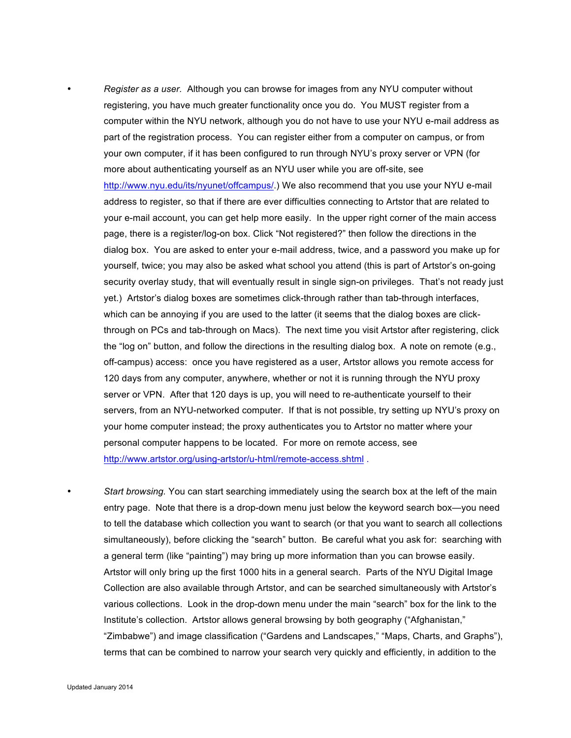- *Register as a user.* Although you can browse for images from any NYU computer without registering, you have much greater functionality once you do. You MUST register from a computer within the NYU network, although you do not have to use your NYU e-mail address as part of the registration process. You can register either from a computer on campus, or from your own computer, if it has been configured to run through NYU's proxy server or VPN (for more about authenticating yourself as an NYU user while you are off-site, see http://www.nyu.edu/its/nyunet/offcampus/.) We also recommend that you use your NYU e-mail address to register, so that if there are ever difficulties connecting to Artstor that are related to your e-mail account, you can get help more easily. In the upper right corner of the main access page, there is a register/log-on box. Click "Not registered?" then follow the directions in the dialog box. You are asked to enter your e-mail address, twice, and a password you make up for yourself, twice; you may also be asked what school you attend (this is part of Artstor's on-going security overlay study, that will eventually result in single sign-on privileges. That's not ready just yet.) Artstor's dialog boxes are sometimes click-through rather than tab-through interfaces, which can be annoying if you are used to the latter (it seems that the dialog boxes are click-through on PCs and tab-through on Macs). The next time you visit Artstor after registering, click the "log on" button, and follow the directions in the resulting dialog box. A note on remote (e.g., off-campus) access: once you have registered as a user, Artstor allows you remote access for 120 days from any computer, anywhere, whether or not it is running through the NYU proxy server or VPN. After that 120 days is up, you will need to re-authenticate yourself to their servers, from an NYU-networked computer. If that is not possible, try setting up NYU's proxy on your home computer instead; the proxy authenticates you to Artstor no matter where your personal computer happens to be located. For more on remote access, see http://www.artstor.org/using-artstor/u-html/remote-access.shtml .

- *Start browsing.* You can start searching immediately using the search box at the left of the main entry page. Note that there is a drop-down menu just below the keyword search box—you need to tell the database which collection you want to search (or that you want to search all collections simultaneously), before clicking the "search" button. Be careful what you ask for: searching with a general term (like "painting") may bring up more information than you can browse easily. Artstor will only bring up the first 1000 hits in a general search. Parts of the NYU Digital Image Collection are also available through Artstor, and can be searched simultaneously with Artstor's various collections. Look in the drop-down menu under the main "search" box for the link to the Institute's collection. Artstor allows general browsing by both geography ("Afghanistan," "Zimbabwe") and image classification ("Gardens and Landscapes," "Maps, Charts, and Graphs"), terms that can be combined to narrow your search very quickly and efficiently, in addition to the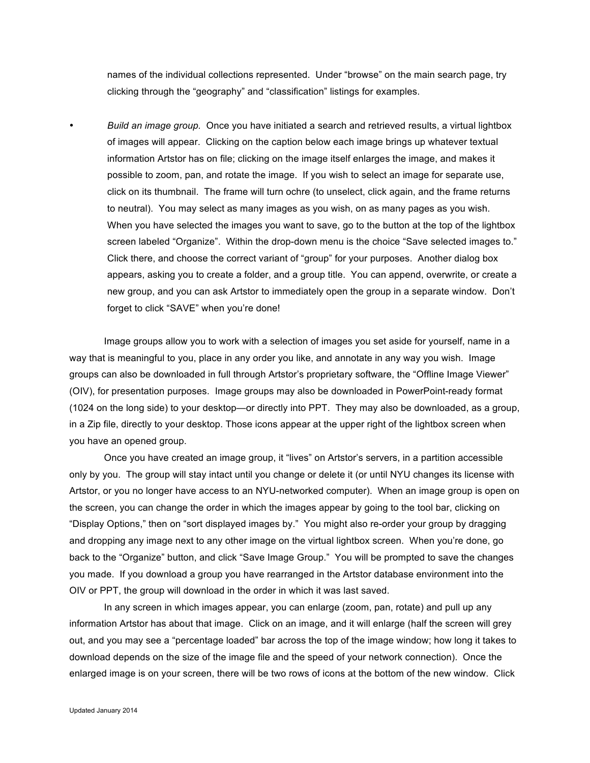names of the individual collections represented. Under “browse” on the main search page, try clicking through the “geography” and “classification” listings for examples.

- *Build an image group.* Once you have initiated a search and retrieved results, a virtual lightbox of images will appear. Clicking on the caption below each image brings up whatever textual information Artstor has on file; clicking on the image itself enlarges the image, and makes it possible to zoom, pan, and rotate the image. If you wish to select an image for separate use, click on its thumbnail. The frame will turn ochre (to unselect, click again, and the frame returns to neutral). You may select as many images as you wish, on as many pages as you wish. When you have selected the images you want to save, go to the button at the top of the lightbox screen labeled “Organize”. Within the drop-down menu is the choice “Save selected images to.” Click there, and choose the correct variant of “group” for your purposes. Another dialog box appears, asking you to create a folder, and a group title. You can append, overwrite, or create a new group, and you can ask Artstor to immediately open the group in a separate window. Don’t forget to click “SAVE” when you’re done!

Image groups allow you to work with a selection of images you set aside for yourself, name in a way that is meaningful to you, place in any order you like, and annotate in any way you wish. Image groups can also be downloaded in full through Artstor’s proprietary software, the “Offline Image Viewer” (OIV), for presentation purposes. Image groups may also be downloaded in PowerPoint-ready format (1024 on the long side) to your desktop—or directly into PPT. They may also be downloaded, as a group, in a Zip file, directly to your desktop. Those icons appear at the upper right of the lightbox screen when you have an opened group.

Once you have created an image group, it “lives” on Artstor’s servers, in a partition accessible only by you. The group will stay intact until you change or delete it (or until NYU changes its license with Artstor, or you no longer have access to an NYU-networked computer). When an image group is open on the screen, you can change the order in which the images appear by going to the tool bar, clicking on “Display Options,” then on “sort displayed images by.” You might also re-order your group by dragging and dropping any image next to any other image on the virtual lightbox screen. When you’re done, go back to the “Organize” button, and click “Save Image Group.” You will be prompted to save the changes you made. If you download a group you have rearranged in the Artstor database environment into the OIV or PPT, the group will download in the order in which it was last saved.

In any screen in which images appear, you can enlarge (zoom, pan, rotate) and pull up any information Artstor has about that image. Click on an image, and it will enlarge (half the screen will grey out, and you may see a “percentage loaded” bar across the top of the image window; how long it takes to download depends on the size of the image file and the speed of your network connection). Once the enlarged image is on your screen, there will be two rows of icons at the bottom of the new window. Click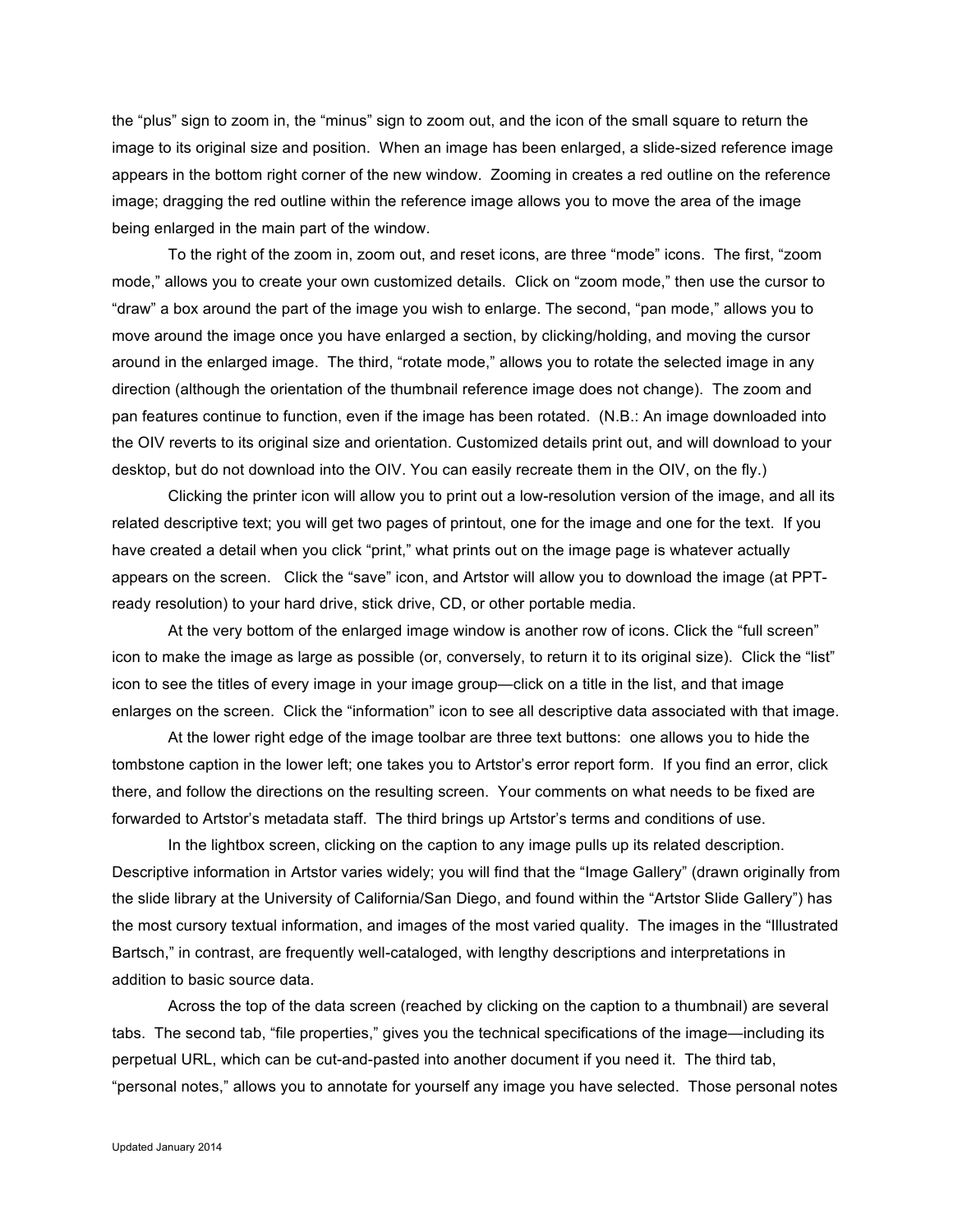the "plus" sign to zoom in, the "minus" sign to zoom out, and the icon of the small square to return the image to its original size and position. When an image has been enlarged, a slide-sized reference image appears in the bottom right corner of the new window. Zooming in creates a red outline on the reference image; dragging the red outline within the reference image allows you to move the area of the image being enlarged in the main part of the window.

To the right of the zoom in, zoom out, and reset icons, are three "mode" icons. The first, "zoom mode," allows you to create your own customized details. Click on "zoom mode," then use the cursor to "draw" a box around the part of the image you wish to enlarge. The second, "pan mode," allows you to move around the image once you have enlarged a section, by clicking/holding, and moving the cursor around in the enlarged image. The third, "rotate mode," allows you to rotate the selected image in any direction (although the orientation of the thumbnail reference image does not change). The zoom and pan features continue to function, even if the image has been rotated. (N.B.: An image downloaded into the OIV reverts to its original size and orientation. Customized details print out, and will download to your desktop, but do not download into the OIV. You can easily recreate them in the OIV, on the fly.)

Clicking the printer icon will allow you to print out a low-resolution version of the image, and all its related descriptive text; you will get two pages of printout, one for the image and one for the text. If you have created a detail when you click "print," what prints out on the image page is whatever actually appears on the screen. Click the "save" icon, and Artstor will allow you to download the image (at PPT-ready resolution) to your hard drive, stick drive, CD, or other portable media.

At the very bottom of the enlarged image window is another row of icons. Click the "full screen" icon to make the image as large as possible (or, conversely, to return it to its original size). Click the "list" icon to see the titles of every image in your image group—click on a title in the list, and that image enlarges on the screen. Click the "information" icon to see all descriptive data associated with that image.

At the lower right edge of the image toolbar are three text buttons: one allows you to hide the tombstone caption in the lower left; one takes you to Artstor's error report form. If you find an error, click there, and follow the directions on the resulting screen. Your comments on what needs to be fixed are forwarded to Artstor's metadata staff. The third brings up Artstor's terms and conditions of use.

In the lightbox screen, clicking on the caption to any image pulls up its related description. Descriptive information in Artstor varies widely; you will find that the "Image Gallery" (drawn originally from the slide library at the University of California/San Diego, and found within the "Artstor Slide Gallery") has the most cursory textual information, and images of the most varied quality. The images in the "Illustrated Bartsch," in contrast, are frequently well-cataloged, with lengthy descriptions and interpretations in addition to basic source data.

Across the top of the data screen (reached by clicking on the caption to a thumbnail) are several tabs. The second tab, "file properties," gives you the technical specifications of the image—including its perpetual URL, which can be cut-and-pasted into another document if you need it. The third tab, "personal notes," allows you to annotate for yourself any image you have selected. Those personal notes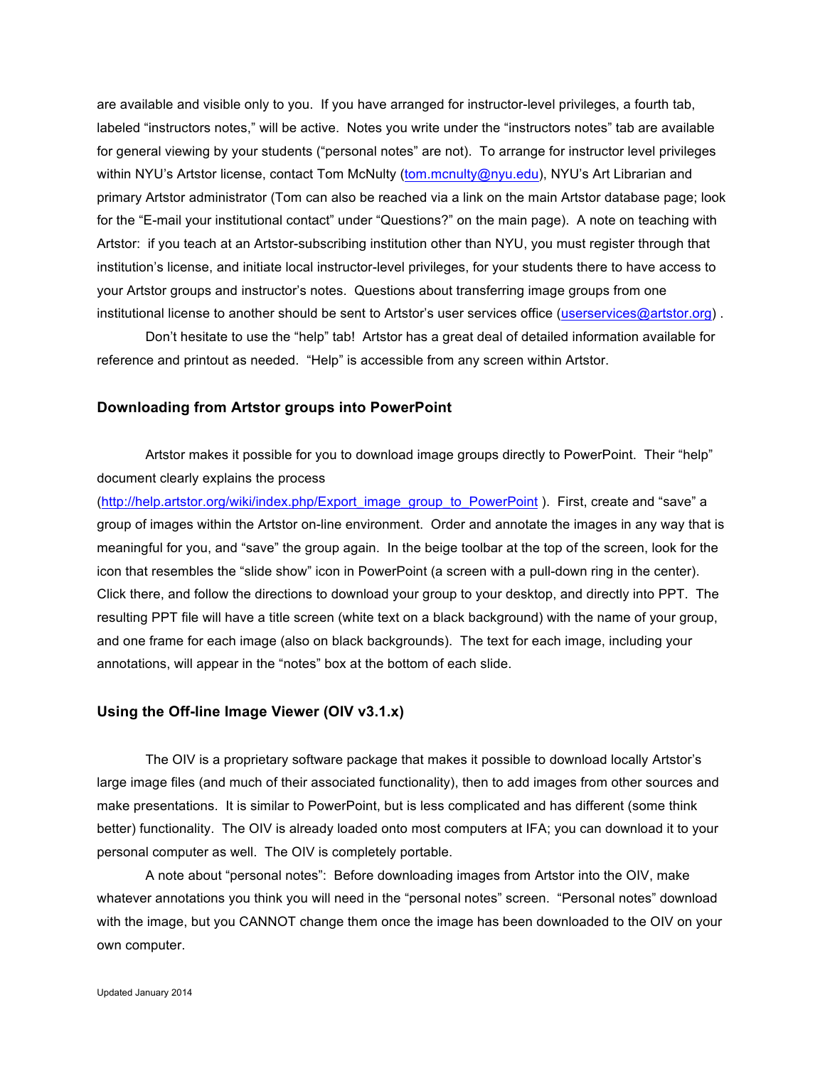are available and visible only to you. If you have arranged for instructor-level privileges, a fourth tab, labeled "instructors notes," will be active. Notes you write under the "instructors notes" tab are available for general viewing by your students ("personal notes" are not). To arrange for instructor level privileges within NYU's Artstor license, contact Tom McNulty (tom.mcnulty@nyu.edu), NYU's Art Librarian and primary Artstor administrator (Tom can also be reached via a link on the main Artstor database page; look for the "E-mail your institutional contact" under "Questions?" on the main page). A note on teaching with Artstor: if you teach at an Artstor-subscribing institution other than NYU, you must register through that institution's license, and initiate local instructor-level privileges, for your students there to have access to your Artstor groups and instructor's notes. Questions about transferring image groups from one institutional license to another should be sent to Artstor's user services office (userservices@artstor.org) .

Don't hesitate to use the "help" tab! Artstor has a great deal of detailed information available for reference and printout as needed. "Help" is accessible from any screen within Artstor.

### Downloading from Artstor groups into PowerPoint

Artstor makes it possible for you to download image groups directly to PowerPoint. Their "help" document clearly explains the process (http://help.artstor.org/wiki/index.php/Export_image_group_to_PowerPoint ). First, create and "save" a group of images within the Artstor on-line environment. Order and annotate the images in any way that is meaningful for you, and "save" the group again. In the beige toolbar at the top of the screen, look for the icon that resembles the "slide show" icon in PowerPoint (a screen with a pull-down ring in the center). Click there, and follow the directions to download your group to your desktop, and directly into PPT. The resulting PPT file will have a title screen (white text on a black background) with the name of your group, and one frame for each image (also on black backgrounds). The text for each image, including your annotations, will appear in the "notes" box at the bottom of each slide.

### Using the Off-line Image Viewer (OIV v3.1.x)

The OIV is a proprietary software package that makes it possible to download locally Artstor's large image files (and much of their associated functionality), then to add images from other sources and make presentations. It is similar to PowerPoint, but is less complicated and has different (some think better) functionality. The OIV is already loaded onto most computers at IFA; you can download it to your personal computer as well. The OIV is completely portable.

A note about "personal notes": Before downloading images from Artstor into the OIV, make whatever annotations you think you will need in the "personal notes" screen. "Personal notes" download with the image, but you CANNOT change them once the image has been downloaded to the OIV on your own computer.

Updated January 2014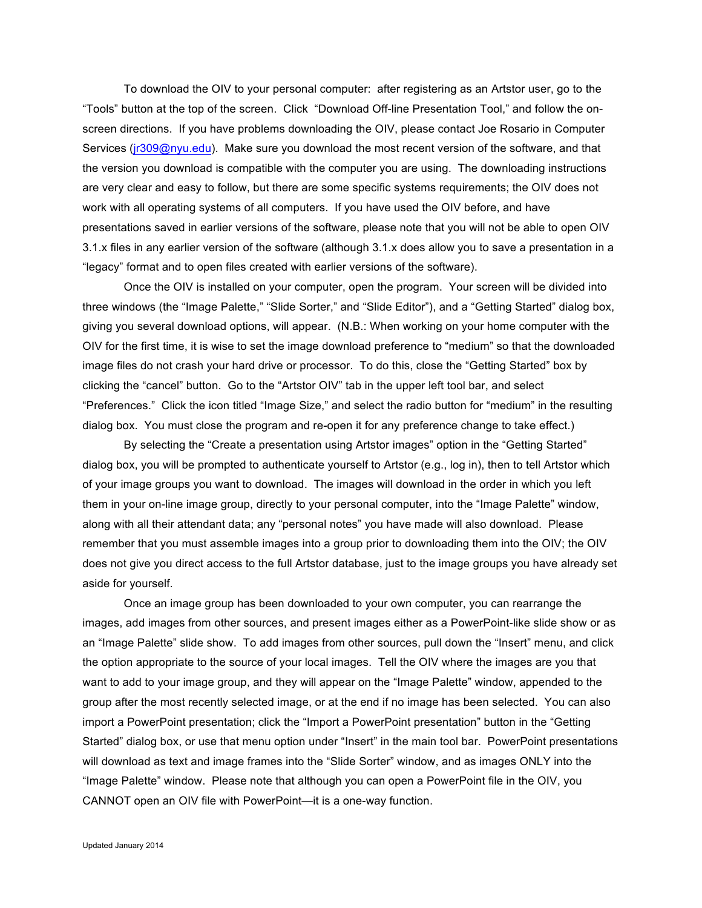To download the OIV to your personal computer: after registering as an Artstor user, go to the "Tools" button at the top of the screen. Click "Download Off-line Presentation Tool," and follow the on-screen directions. If you have problems downloading the OIV, please contact Joe Rosario in Computer Services (jr309@nyu.edu). Make sure you download the most recent version of the software, and that the version you download is compatible with the computer you are using. The downloading instructions are very clear and easy to follow, but there are some specific systems requirements; the OIV does not work with all operating systems of all computers. If you have used the OIV before, and have presentations saved in earlier versions of the software, please note that you will not be able to open OIV 3.1.x files in any earlier version of the software (although 3.1.x does allow you to save a presentation in a "legacy" format and to open files created with earlier versions of the software).

Once the OIV is installed on your computer, open the program. Your screen will be divided into three windows (the "Image Palette," "Slide Sorter," and "Slide Editor"), and a "Getting Started" dialog box, giving you several download options, will appear. (N.B.: When working on your home computer with the OIV for the first time, it is wise to set the image download preference to "medium" so that the downloaded image files do not crash your hard drive or processor. To do this, close the "Getting Started" box by clicking the "cancel" button. Go to the "Artstor OIV" tab in the upper left tool bar, and select "Preferences." Click the icon titled "Image Size," and select the radio button for "medium" in the resulting dialog box. You must close the program and re-open it for any preference change to take effect.)

By selecting the "Create a presentation using Artstor images" option in the "Getting Started" dialog box, you will be prompted to authenticate yourself to Artstor (e.g., log in), then to tell Artstor which of your image groups you want to download. The images will download in the order in which you left them in your on-line image group, directly to your personal computer, into the "Image Palette" window, along with all their attendant data; any "personal notes" you have made will also download. Please remember that you must assemble images into a group prior to downloading them into the OIV; the OIV does not give you direct access to the full Artstor database, just to the image groups you have already set aside for yourself.

Once an image group has been downloaded to your own computer, you can rearrange the images, add images from other sources, and present images either as a PowerPoint-like slide show or as an "Image Palette" slide show. To add images from other sources, pull down the "Insert" menu, and click the option appropriate to the source of your local images. Tell the OIV where the images are you that want to add to your image group, and they will appear on the "Image Palette" window, appended to the group after the most recently selected image, or at the end if no image has been selected. You can also import a PowerPoint presentation; click the "Import a PowerPoint presentation" button in the "Getting Started" dialog box, or use that menu option under "Insert" in the main tool bar. PowerPoint presentations will download as text and image frames into the "Slide Sorter" window, and as images ONLY into the "Image Palette" window. Please note that although you can open a PowerPoint file in the OIV, you CANNOT open an OIV file with PowerPoint—it is a one-way function.

Updated January 2014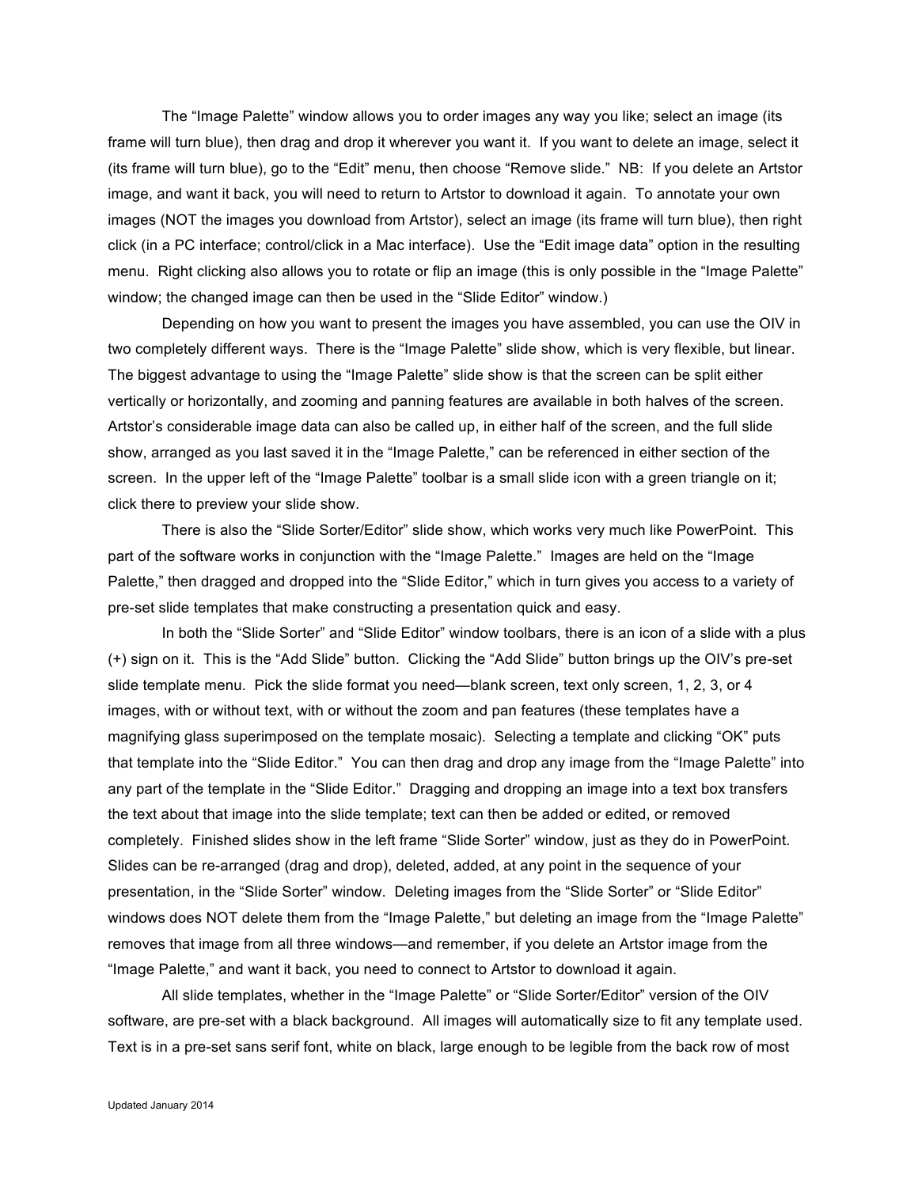The "Image Palette" window allows you to order images any way you like; select an image (its frame will turn blue), then drag and drop it wherever you want it. If you want to delete an image, select it (its frame will turn blue), go to the "Edit" menu, then choose "Remove slide." NB: If you delete an Artstor image, and want it back, you will need to return to Artstor to download it again. To annotate your own images (NOT the images you download from Artstor), select an image (its frame will turn blue), then right click (in a PC interface; control/click in a Mac interface). Use the "Edit image data" option in the resulting menu. Right clicking also allows you to rotate or flip an image (this is only possible in the "Image Palette" window; the changed image can then be used in the "Slide Editor" window.)

Depending on how you want to present the images you have assembled, you can use the OIV in two completely different ways. There is the "Image Palette" slide show, which is very flexible, but linear. The biggest advantage to using the "Image Palette" slide show is that the screen can be split either vertically or horizontally, and zooming and panning features are available in both halves of the screen. Artstor's considerable image data can also be called up, in either half of the screen, and the full slide show, arranged as you last saved it in the "Image Palette," can be referenced in either section of the screen. In the upper left of the "Image Palette" toolbar is a small slide icon with a green triangle on it; click there to preview your slide show.

There is also the "Slide Sorter/Editor" slide show, which works very much like PowerPoint. This part of the software works in conjunction with the "Image Palette." Images are held on the "Image Palette," then dragged and dropped into the "Slide Editor," which in turn gives you access to a variety of pre-set slide templates that make constructing a presentation quick and easy.

In both the "Slide Sorter" and "Slide Editor" window toolbars, there is an icon of a slide with a plus (+) sign on it. This is the "Add Slide" button. Clicking the "Add Slide" button brings up the OIV's pre-set slide template menu. Pick the slide format you need—blank screen, text only screen, 1, 2, 3, or 4 images, with or without text, with or without the zoom and pan features (these templates have a magnifying glass superimposed on the template mosaic). Selecting a template and clicking "OK" puts that template into the "Slide Editor." You can then drag and drop any image from the "Image Palette" into any part of the template in the "Slide Editor." Dragging and dropping an image into a text box transfers the text about that image into the slide template; text can then be added or edited, or removed completely. Finished slides show in the left frame "Slide Sorter" window, just as they do in PowerPoint. Slides can be re-arranged (drag and drop), deleted, added, at any point in the sequence of your presentation, in the "Slide Sorter" window. Deleting images from the "Slide Sorter" or "Slide Editor" windows does NOT delete them from the "Image Palette," but deleting an image from the "Image Palette" removes that image from all three windows—and remember, if you delete an Artstor image from the "Image Palette," and want it back, you need to connect to Artstor to download it again.

All slide templates, whether in the "Image Palette" or "Slide Sorter/Editor" version of the OIV software, are pre-set with a black background. All images will automatically size to fit any template used. Text is in a pre-set sans serif font, white on black, large enough to be legible from the back row of most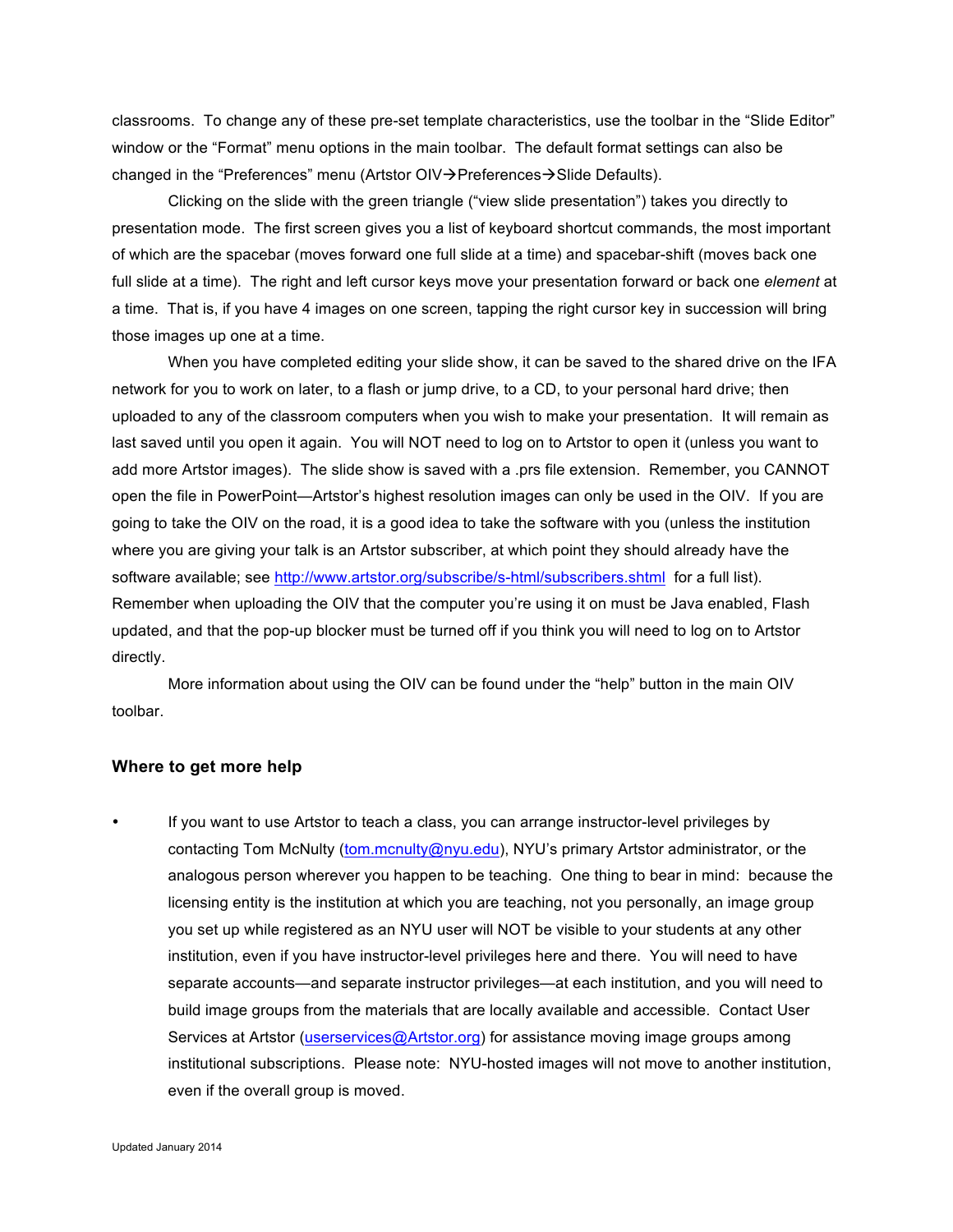classrooms. To change any of these pre-set template characteristics, use the toolbar in the "Slide Editor" window or the "Format" menu options in the main toolbar. The default format settings can also be changed in the "Preferences" menu (Artstor OIV→Preferences→Slide Defaults).

Clicking on the slide with the green triangle ("view slide presentation") takes you directly to presentation mode. The first screen gives you a list of keyboard shortcut commands, the most important of which are the spacebar (moves forward one full slide at a time) and spacebar-shift (moves back one full slide at a time). The right and left cursor keys move your presentation forward or back one *element* at a time. That is, if you have 4 images on one screen, tapping the right cursor key in succession will bring those images up one at a time.

When you have completed editing your slide show, it can be saved to the shared drive on the IFA network for you to work on later, to a flash or jump drive, to a CD, to your personal hard drive; then uploaded to any of the classroom computers when you wish to make your presentation. It will remain as last saved until you open it again. You will NOT need to log on to Artstor to open it (unless you want to add more Artstor images). The slide show is saved with a .prs file extension. Remember, you CANNOT open the file in PowerPoint—Artstor's highest resolution images can only be used in the OIV. If you are going to take the OIV on the road, it is a good idea to take the software with you (unless the institution where you are giving your talk is an Artstor subscriber, at which point they should already have the software available; see http://www.artstor.org/subscribe/s-html/subscribers.shtml for a full list). Remember when uploading the OIV that the computer you're using it on must be Java enabled, Flash updated, and that the pop-up blocker must be turned off if you think you will need to log on to Artstor directly.

More information about using the OIV can be found under the "help" button in the main OIV toolbar.

### Where to get more help

- If you want to use Artstor to teach a class, you can arrange instructor-level privileges by contacting Tom McNulty (tom.mcnulty@nyu.edu), NYU's primary Artstor administrator, or the analogous person wherever you happen to be teaching. One thing to bear in mind: because the licensing entity is the institution at which you are teaching, not you personally, an image group you set up while registered as an NYU user will NOT be visible to your students at any other institution, even if you have instructor-level privileges here and there. You will need to have separate accounts—and separate instructor privileges—at each institution, and you will need to build image groups from the materials that are locally available and accessible. Contact User Services at Artstor (userservices@Artstor.org) for assistance moving image groups among institutional subscriptions. Please note: NYU-hosted images will not move to another institution, even if the overall group is moved.

Updated January 2014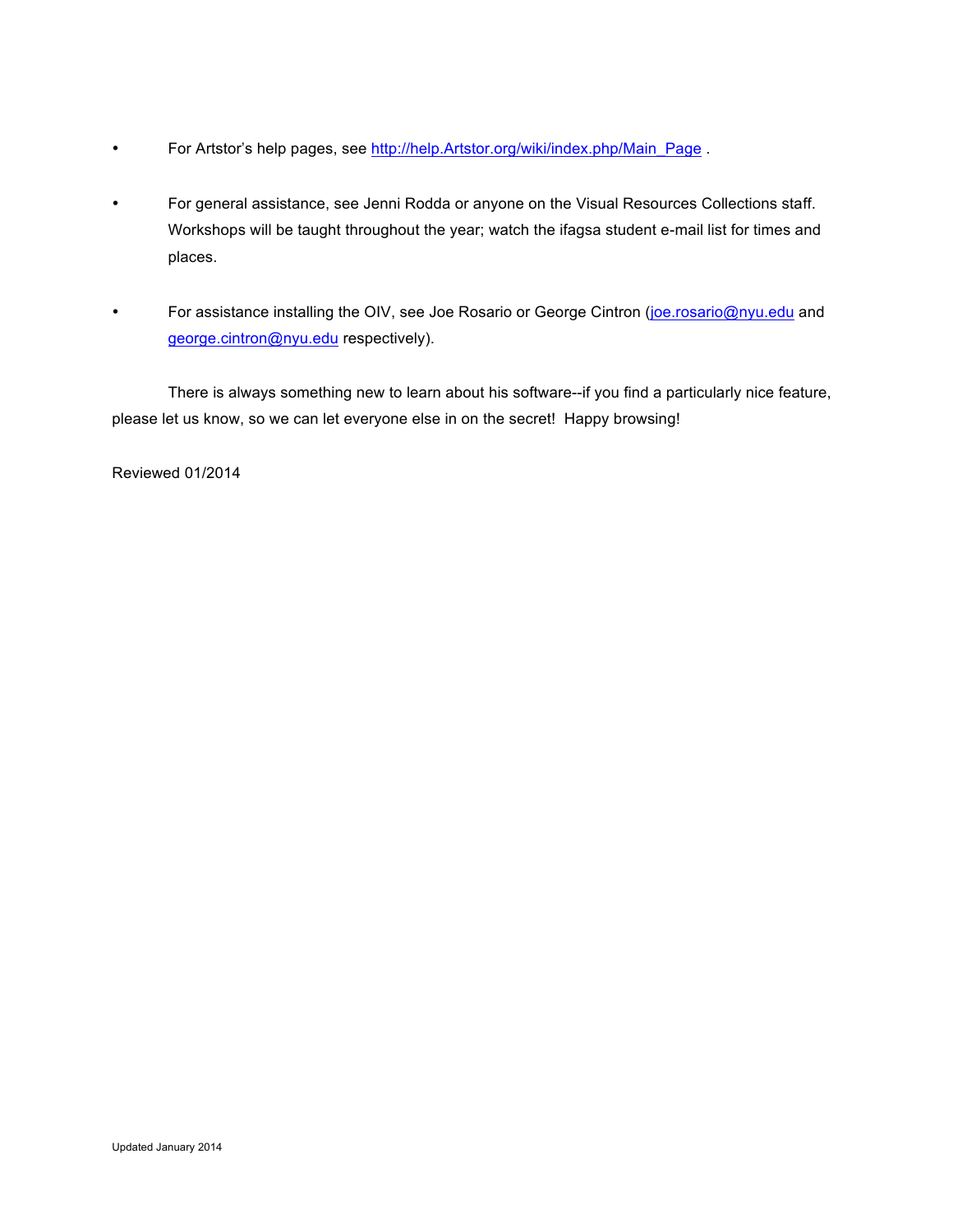- For Artstor's help pages, see http://help.Artstor.org/wiki/index.php/Main_Page .

- For general assistance, see Jenni Rodda or anyone on the Visual Resources Collections staff. Workshops will be taught throughout the year; watch the ifagsa student e-mail list for times and places.

- For assistance installing the OIV, see Joe Rosario or George Cintron (joe.rosario@nyu.edu and george.cintron@nyu.edu respectively).

There is always something new to learn about his software--if you find a particularly nice feature, please let us know, so we can let everyone else in on the secret! Happy browsing!

Reviewed 01/2014

Updated January 2014